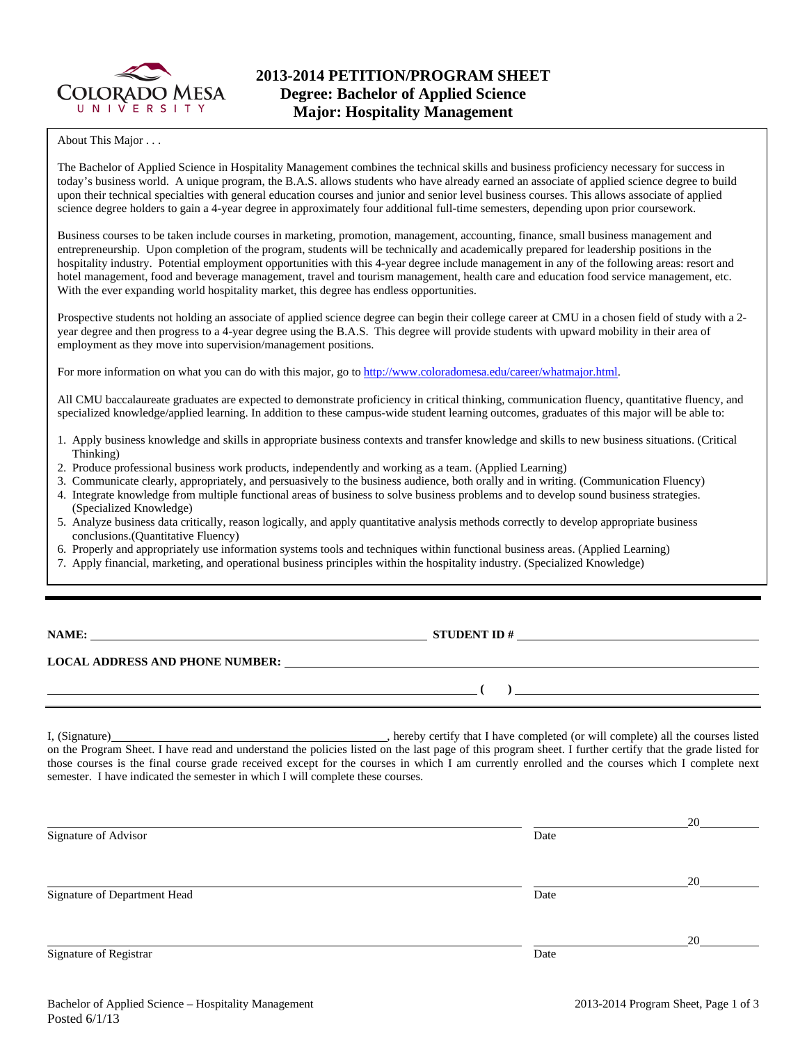# 2013-2014 PETITION/PROGRAM SHEET
## Degree: Bachelor of Applied Science
## Major: Hospitality Management

About This Major . . .

The Bachelor of Applied Science in Hospitality Management combines the technical skills and business proficiency necessary for success in today's business world. A unique program, the B.A.S. allows students who have already earned an associate of applied science degree to build upon their technical specialties with general education courses and junior and senior level business courses. This allows associate of applied science degree holders to gain a 4-year degree in approximately four additional full-time semesters, depending upon prior coursework.

Business courses to be taken include courses in marketing, promotion, management, accounting, finance, small business management and entrepreneurship. Upon completion of the program, students will be technically and academically prepared for leadership positions in the hospitality industry. Potential employment opportunities with this 4-year degree include management in any of the following areas: resort and hotel management, food and beverage management, travel and tourism management, health care and education food service management, etc. With the ever expanding world hospitality market, this degree has endless opportunities.

Prospective students not holding an associate of applied science degree can begin their college career at CMU in a chosen field of study with a 2-year degree and then progress to a 4-year degree using the B.A.S. This degree will provide students with upward mobility in their area of employment as they move into supervision/management positions.

For more information on what you can do with this major, go to http://www.coloradomesa.edu/career/whatmajor.html.

All CMU baccalaureate graduates are expected to demonstrate proficiency in critical thinking, communication fluency, quantitative fluency, and specialized knowledge/applied learning. In addition to these campus-wide student learning outcomes, graduates of this major will be able to:

1. Apply business knowledge and skills in appropriate business contexts and transfer knowledge and skills to new business situations. (Critical Thinking)
2. Produce professional business work products, independently and working as a team. (Applied Learning)
3. Communicate clearly, appropriately, and persuasively to the business audience, both orally and in writing. (Communication Fluency)
4. Integrate knowledge from multiple functional areas of business to solve business problems and to develop sound business strategies. (Specialized Knowledge)
5. Analyze business data critically, reason logically, and apply quantitative analysis methods correctly to develop appropriate business conclusions.(Quantitative Fluency)
6. Properly and appropriately use information systems tools and techniques within functional business areas. (Applied Learning)
7. Apply financial, marketing, and operational business principles within the hospitality industry. (Specialized Knowledge)

---

**NAME:** ______________________________ **STUDENT ID #** ______________________________

**LOCAL ADDRESS AND PHONE NUMBER:** ______________________________

______________________________ **( )** ______________________________

I, (Signature)______________________________, hereby certify that I have completed (or will complete) all the courses listed on the Program Sheet. I have read and understand the policies listed on the last page of this program sheet. I further certify that the grade listed for those courses is the final course grade received except for the courses in which I am currently enrolled and the courses which I complete next semester. I have indicated the semester in which I will complete these courses.

______________________________ ______________ 20______
Signature of Advisor Date

______________________________ ______________ 20______
Signature of Department Head Date

______________________________ ______________ 20______
Signature of Registrar Date

Posted 6/1/13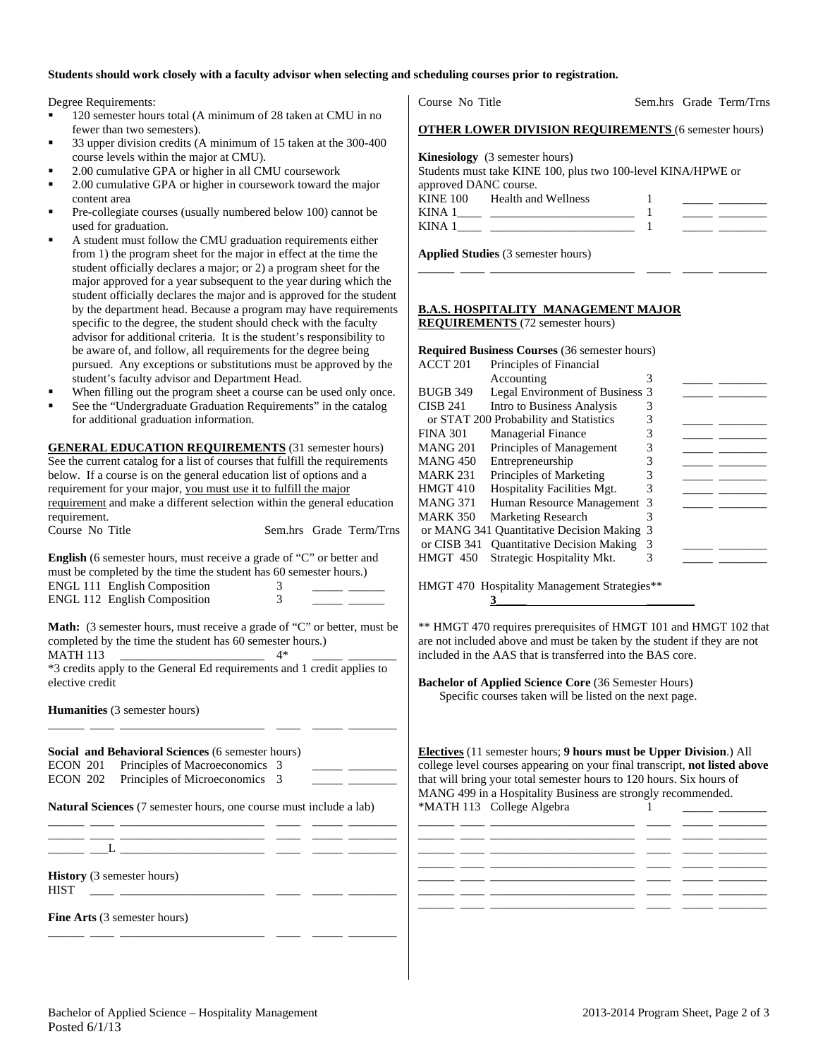**Students should work closely with a faculty advisor when selecting and scheduling courses prior to registration.**

Degree Requirements:

- 120 semester hours total (A minimum of 28 taken at CMU in no fewer than two semesters).
- 33 upper division credits (A minimum of 15 taken at the 300-400 course levels within the major at CMU).
- 2.00 cumulative GPA or higher in all CMU coursework
- 2.00 cumulative GPA or higher in coursework toward the major content area
- Pre-collegiate courses (usually numbered below 100) cannot be used for graduation.
- A student must follow the CMU graduation requirements either from 1) the program sheet for the major in effect at the time the student officially declares a major; or 2) a program sheet for the major approved for a year subsequent to the year during which the student officially declares the major and is approved for the student by the department head. Because a program may have requirements specific to the degree, the student should check with the faculty advisor for additional criteria. It is the student's responsibility to be aware of, and follow, all requirements for the degree being pursued. Any exceptions or substitutions must be approved by the student's faculty advisor and Department Head.
- When filling out the program sheet a course can be used only once.
- See the "Undergraduate Graduation Requirements" in the catalog for additional graduation information.

## GENERAL EDUCATION REQUIREMENTS (31 semester hours)

See the current catalog for a list of courses that fulfill the requirements below. If a course is on the general education list of options and a requirement for your major, you must use it to fulfill the major requirement and make a different selection within the general education requirement.

| Course No | Title | Sem.hrs | Grade | Term/Trns |
|---|---|---|---|---|
| **English** (6 semester hours, must receive a grade of "C" or better and must be completed by the time the student has 60 semester hours.) | | | | |
| ENGL 111 | English Composition | 3 | | |
| ENGL 112 | English Composition | 3 | | |
| **Math:** (3 semester hours, must receive a grade of "C" or better, must be completed by the time the student has 60 semester hours.) | | | | |
| MATH 113 | | 4* | | |
| *3 credits apply to the General Ed requirements and 1 credit applies to elective credit | | | | |
| **Humanities** (3 semester hours) | | | | |
| | | | | |
| **Social and Behavioral Sciences** (6 semester hours) | | | | |
| ECON 201 | Principles of Macroeconomics | 3 | | |
| ECON 202 | Principles of Microeconomics | 3 | | |
| **Natural Sciences** (7 semester hours, one course must include a lab) | | | | |
| | | | | |
| | | | | |
| ___L | | | | |
| **History** (3 semester hours) | | | | |
| HIST | | | | |
| **Fine Arts** (3 semester hours) | | | | |
| | | | | |

## OTHER LOWER DIVISION REQUIREMENTS (6 semester hours)

| Course No | Title | Sem.hrs | Grade | Term/Trns |
|---|---|---|---|---|
| **Kinesiology** (3 semester hours) Students must take KINE 100, plus two 100-level KINA/HPWE or approved DANC course. | | | | |
| KINE 100 | Health and Wellness | 1 | | |
| KINA 1____ | | 1 | | |
| KINA 1____ | | 1 | | |
| **Applied Studies** (3 semester hours) | | | | |
| | | | | |

## B.A.S. HOSPITALITY MANAGEMENT MAJOR REQUIREMENTS (72 semester hours)

**Required Business Courses** (36 semester hours)

| Course No | Title | Sem.hrs | Grade | Term/Trns |
|---|---|---|---|---|
| ACCT 201 | Principles of Financial Accounting | 3 | | |
| BUGB 349 | Legal Environment of Business | 3 | | |
| CISB 241 | Intro to Business Analysis | 3 | | |
| or STAT 200 | Probability and Statistics | 3 | | |
| FINA 301 | Managerial Finance | 3 | | |
| MANG 201 | Principles of Management | 3 | | |
| MANG 450 | Entrepreneurship | 3 | | |
| MARK 231 | Principles of Marketing | 3 | | |
| HMGT 410 | Hospitality Facilities Mgt. | 3 | | |
| MANG 371 | Human Resource Management | 3 | | |
| MARK 350 | Marketing Research | 3 | | |
| or MANG 341 | Quantitative Decision Making | 3 | | |
| or CISB 341 | Quantitative Decision Making | 3 | | |
| HMGT 450 | Strategic Hospitality Mkt. | 3 | | |
| HMGT 470 | Hospitality Management Strategies** | 3 | | |

** HMGT 470 requires prerequisites of HMGT 101 and HMGT 102 that are not included above and must be taken by the student if they are not included in the AAS that is transferred into the BAS core.

**Bachelor of Applied Science Core** (36 Semester Hours)
Specific courses taken will be listed on the next page.

**Electives** (11 semester hours; **9 hours must be Upper Division**.) All college level courses appearing on your final transcript, **not listed above** that will bring your total semester hours to 120 hours. Six hours of MANG 499 in a Hospitality Business are strongly recommended.

| Course No | Title | Sem.hrs | Grade | Term/Trns |
|---|---|---|---|---|
| *MATH 113 | College Algebra | 1 | | |
| | | | | |
| | | | | |
| | | | | |
| | | | | |
| | | | | |
| | | | | |
| | | | | |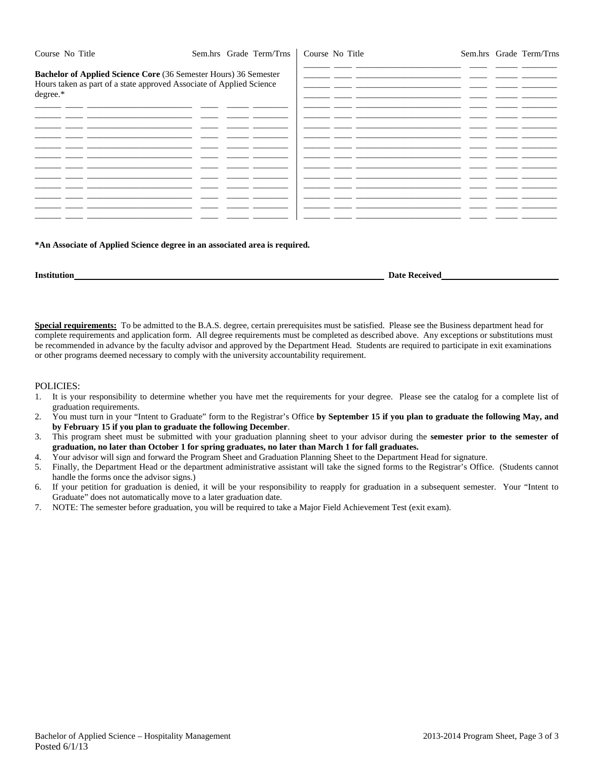| Course | No | Title | Sem.hrs | Grade | Term/Trns |
|---|---|---|---|---|---|
| **Bachelor of Applied Science Core** (36 Semester Hours) 36 Semester Hours taken as part of a state approved Associate of Applied Science degree.* | | | | | |
| | | | | | |
| | | | | | |
| | | | | | |
| | | | | | |
| | | | | | |
| | | | | | |
| | | | | | |
| | | | | | |
| | | | | | |
| | | | | | |
| | | | | | |
| | | | | | |

| Course | No | Title | Sem.hrs | Grade | Term/Trns |
|---|---|---|---|---|---|
| | | | | | |
| | | | | | |
| | | | | | |
| | | | | | |
| | | | | | |
| | | | | | |
| | | | | | |
| | | | | | |
| | | | | | |
| | | | | | |
| | | | | | |
| | | | | | |
| | | | | | |
| | | | | | |
| | | | | | |

**\*An Associate of Applied Science degree in an associated area is required.**

**Institution**\_\_\_\_\_\_\_\_\_\_\_\_\_\_\_\_\_\_\_\_\_\_\_\_\_\_\_\_\_\_ **Date Received**\_\_\_\_\_\_\_\_\_\_\_\_\_\_\_\_\_\_

**Special requirements:** To be admitted to the B.A.S. degree, certain prerequisites must be satisfied. Please see the Business department head for complete requirements and application form. All degree requirements must be completed as described above. Any exceptions or substitutions must be recommended in advance by the faculty advisor and approved by the Department Head. Students are required to participate in exit examinations or other programs deemed necessary to comply with the university accountability requirement.

POLICIES:

1. It is your responsibility to determine whether you have met the requirements for your degree. Please see the catalog for a complete list of graduation requirements.
2. You must turn in your "Intent to Graduate" form to the Registrar's Office **by September 15 if you plan to graduate the following May, and by February 15 if you plan to graduate the following December**.
3. This program sheet must be submitted with your graduation planning sheet to your advisor during the **semester prior to the semester of graduation, no later than October 1 for spring graduates, no later than March 1 for fall graduates.**
4. Your advisor will sign and forward the Program Sheet and Graduation Planning Sheet to the Department Head for signature.
5. Finally, the Department Head or the department administrative assistant will take the signed forms to the Registrar's Office. (Students cannot handle the forms once the advisor signs.)
6. If your petition for graduation is denied, it will be your responsibility to reapply for graduation in a subsequent semester. Your "Intent to Graduate" does not automatically move to a later graduation date.
7. NOTE: The semester before graduation, you will be required to take a Major Field Achievement Test (exit exam).